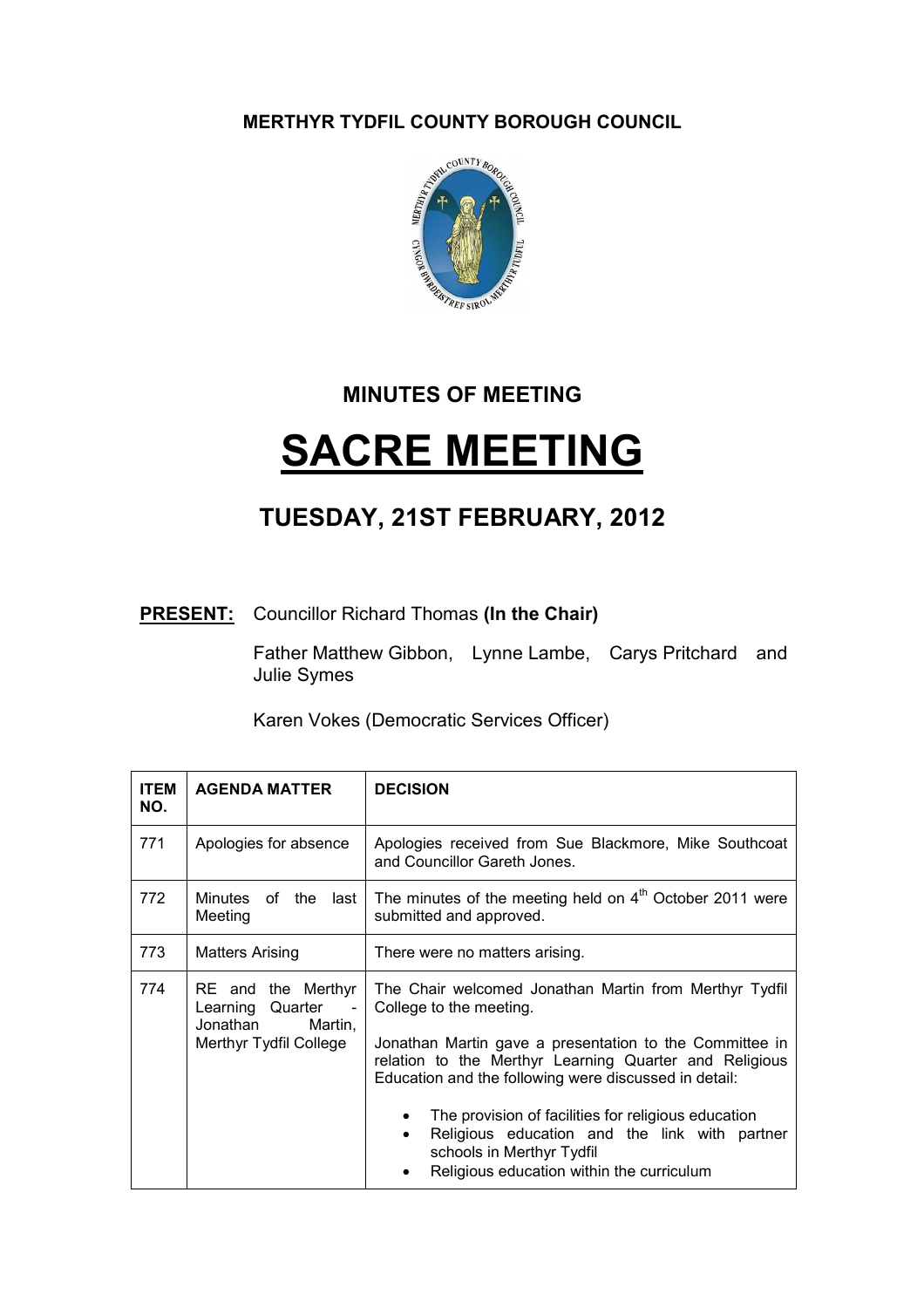**MERTHYR TYDFIL COUNTY BOROUGH COUNCIL**

# MINUTES OF MEETING

# SACRE MEETING

## TUESDAY, 21ST FEBRUARY, 2012

**PRESENT:** Councillor Richard Thomas **(In the Chair)**

Father Matthew Gibbon, Lynne Lambe, Carys Pritchard and Julie Symes

Karen Vokes (Democratic Services Officer)

| ITEM NO. | AGENDA MATTER | DECISION |
|---|---|---|
| 771 | Apologies for absence | Apologies received from Sue Blackmore, Mike Southcoat and Councillor Gareth Jones. |
| 772 | Minutes of the last Meeting | The minutes of the meeting held on 4th October 2011 were submitted and approved. |
| 773 | Matters Arising | There were no matters arising. |
| 774 | RE and the Merthyr Learning Quarter - Jonathan Martin, Merthyr Tydfil College | The Chair welcomed Jonathan Martin from Merthyr Tydfil College to the meeting.<br><br>Jonathan Martin gave a presentation to the Committee in relation to the Merthyr Learning Quarter and Religious Education and the following were discussed in detail:<br><br>• The provision of facilities for religious education<br>• Religious education and the link with partner schools in Merthyr Tydfil<br>• Religious education within the curriculum |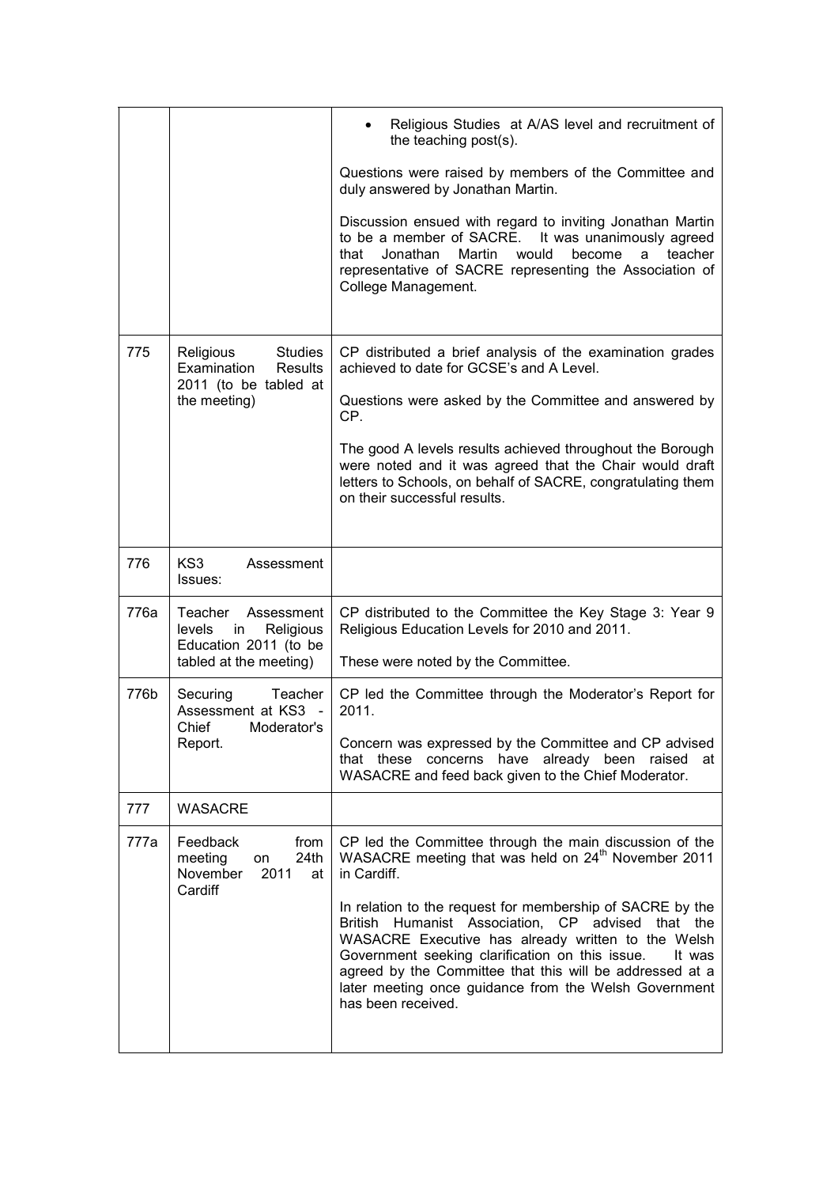| | | |
|---|---|---|
| | | • Religious Studies at A/AS level and recruitment of the teaching post(s).<br><br>Questions were raised by members of the Committee and duly answered by Jonathan Martin.<br><br>Discussion ensued with regard to inviting Jonathan Martin to be a member of SACRE. It was unanimously agreed that Jonathan Martin would become a teacher representative of SACRE representing the Association of College Management. |
| 775 | Religious Studies Examination Results 2011 (to be tabled at the meeting) | CP distributed a brief analysis of the examination grades achieved to date for GCSE's and A Level.<br><br>Questions were asked by the Committee and answered by CP.<br><br>The good A levels results achieved throughout the Borough were noted and it was agreed that the Chair would draft letters to Schools, on behalf of SACRE, congratulating them on their successful results. |
| 776 | KS3 Assessment Issues: | |
| 776a | Teacher Assessment levels in Religious Education 2011 (to be tabled at the meeting) | CP distributed to the Committee the Key Stage 3: Year 9 Religious Education Levels for 2010 and 2011.<br><br>These were noted by the Committee. |
| 776b | Securing Teacher Assessment at KS3 - Chief Moderator's Report. | CP led the Committee through the Moderator's Report for 2011.<br><br>Concern was expressed by the Committee and CP advised that these concerns have already been raised at WASACRE and feed back given to the Chief Moderator. |
| 777 | WASACRE | |
| 777a | Feedback from meeting on 24th November 2011 at Cardiff | CP led the Committee through the main discussion of the WASACRE meeting that was held on 24th November 2011 in Cardiff.<br><br>In relation to the request for membership of SACRE by the British Humanist Association, CP advised that the WASACRE Executive has already written to the Welsh Government seeking clarification on this issue. It was agreed by the Committee that this will be addressed at a later meeting once guidance from the Welsh Government has been received. |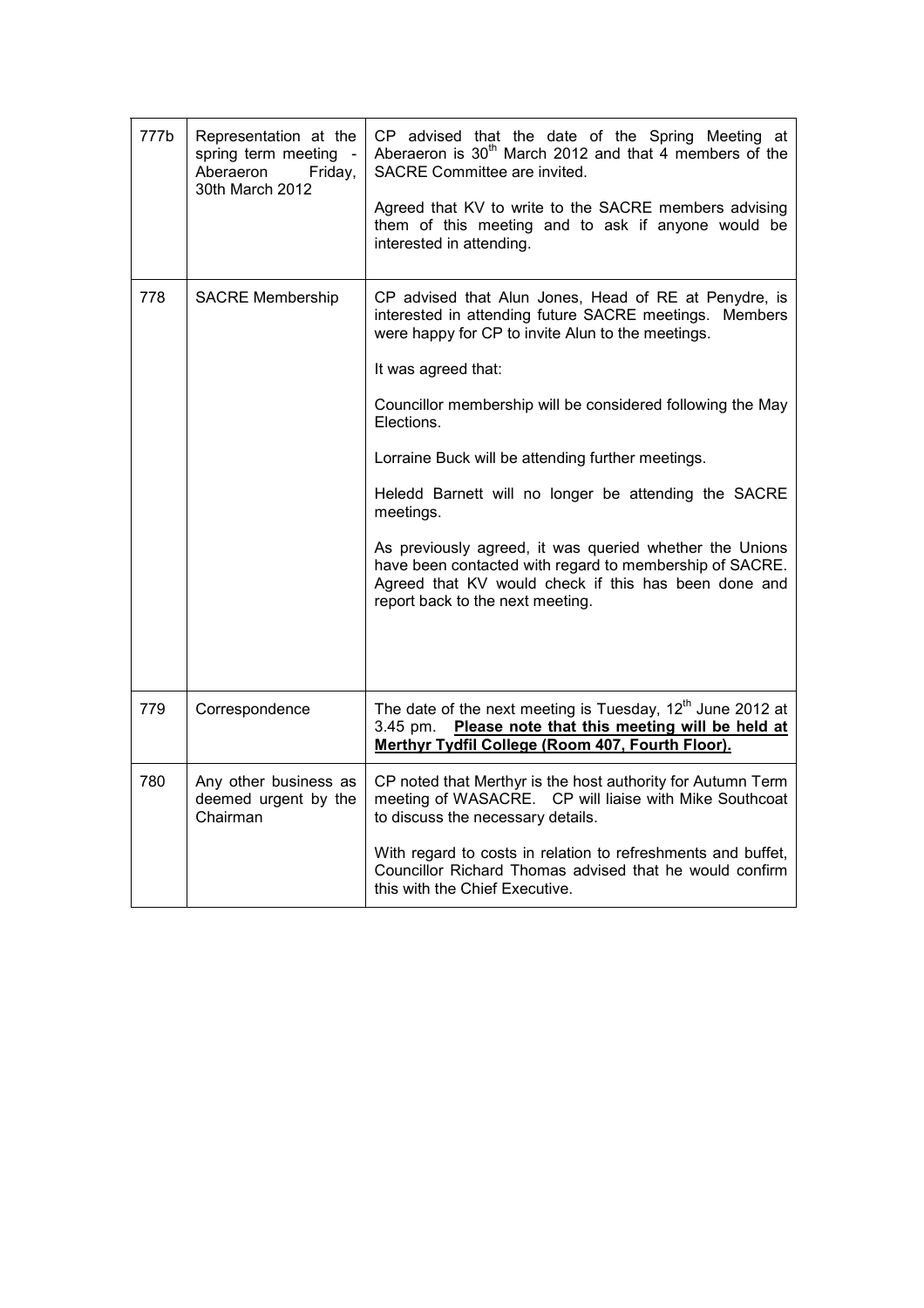| | | |
|---|---|---|
| 777b | Representation at the spring term meeting - Aberaeron Friday, 30th March 2012 | CP advised that the date of the Spring Meeting at Aberaeron is 30th March 2012 and that 4 members of the SACRE Committee are invited.<br><br>Agreed that KV to write to the SACRE members advising them of this meeting and to ask if anyone would be interested in attending. |
| 778 | SACRE Membership | CP advised that Alun Jones, Head of RE at Penydre, is interested in attending future SACRE meetings. Members were happy for CP to invite Alun to the meetings.<br><br>It was agreed that:<br><br>Councillor membership will be considered following the May Elections.<br><br>Lorraine Buck will be attending further meetings.<br><br>Heledd Barnett will no longer be attending the SACRE meetings.<br><br>As previously agreed, it was queried whether the Unions have been contacted with regard to membership of SACRE. Agreed that KV would check if this has been done and report back to the next meeting. |
| 779 | Correspondence | The date of the next meeting is Tuesday, 12th June 2012 at 3.45 pm. **Please note that this meeting will be held at Merthyr Tydfil College (Room 407, Fourth Floor).** |
| 780 | Any other business as deemed urgent by the Chairman | CP noted that Merthyr is the host authority for Autumn Term meeting of WASACRE. CP will liaise with Mike Southcoat to discuss the necessary details.<br><br>With regard to costs in relation to refreshments and buffet, Councillor Richard Thomas advised that he would confirm this with the Chief Executive. |